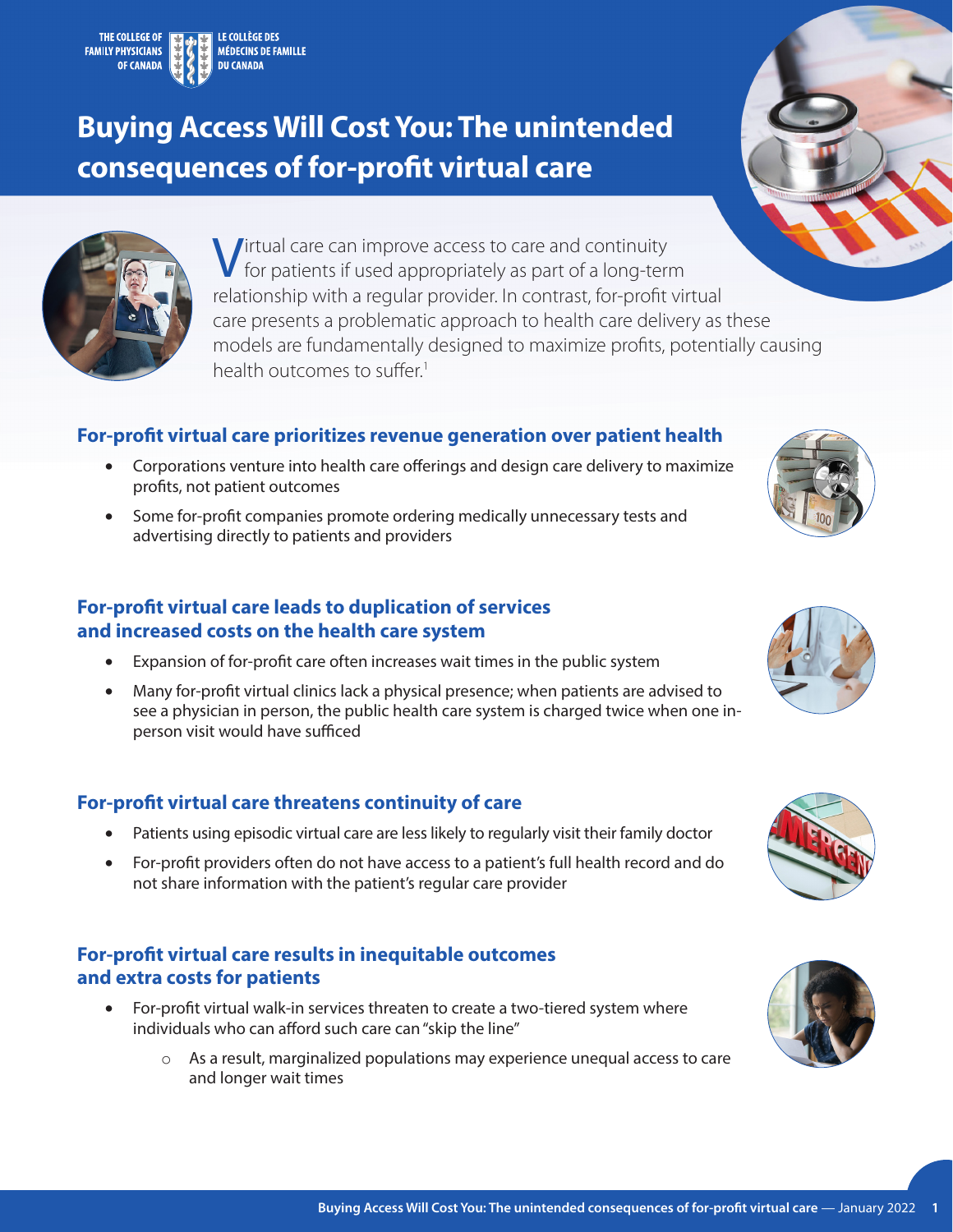THE COLLEGE OF FAMILY PHYSICIANS OF CANADA | LE COLLÈGE DES MÉDECINS DE FAMILLE DU CANADA

# Buying Access Will Cost You: The unintended consequences of for-profit virtual care

Virtual care can improve access to care and continuity for patients if used appropriately as part of a long-term relationship with a regular provider. In contrast, for-profit virtual care presents a problematic approach to health care delivery as these models are fundamentally designed to maximize profits, potentially causing health outcomes to suffer.[1]

## For-profit virtual care prioritizes revenue generation over patient health

- Corporations venture into health care offerings and design care delivery to maximize profits, not patient outcomes
- Some for-profit companies promote ordering medically unnecessary tests and advertising directly to patients and providers

## For-profit virtual care leads to duplication of services and increased costs on the health care system

- Expansion of for-profit care often increases wait times in the public system
- Many for-profit virtual clinics lack a physical presence; when patients are advised to see a physician in person, the public health care system is charged twice when one in-person visit would have sufficed

## For-profit virtual care threatens continuity of care

- Patients using episodic virtual care are less likely to regularly visit their family doctor
- For-profit providers often do not have access to a patient's full health record and do not share information with the patient's regular care provider

## For-profit virtual care results in inequitable outcomes and extra costs for patients

- For-profit virtual walk-in services threaten to create a two-tiered system where individuals who can afford such care can "skip the line"
  - As a result, marginalized populations may experience unequal access to care and longer wait times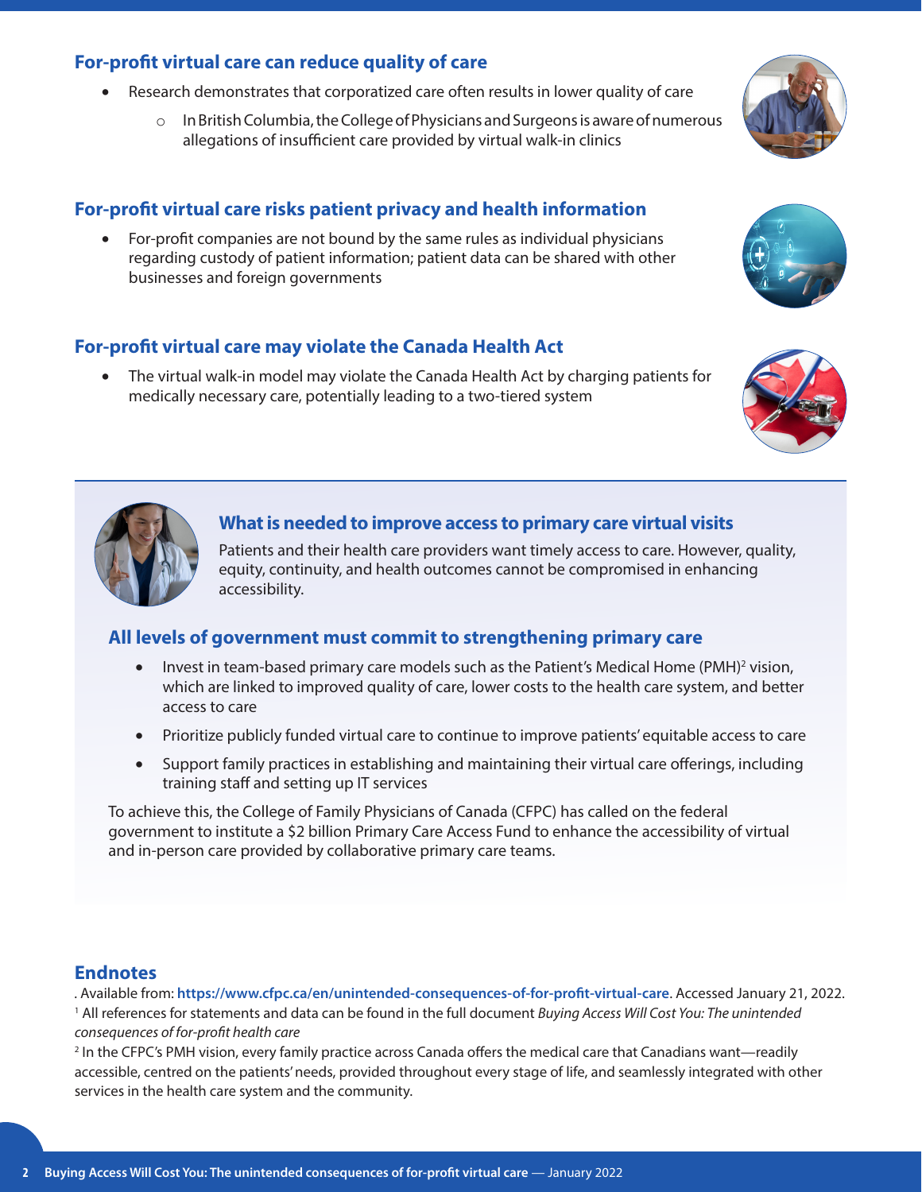## For-profit virtual care can reduce quality of care

- Research demonstrates that corporatized care often results in lower quality of care
    - In British Columbia, the College of Physicians and Surgeons is aware of numerous allegations of insufficient care provided by virtual walk-in clinics

## For-profit virtual care risks patient privacy and health information

- For-profit companies are not bound by the same rules as individual physicians regarding custody of patient information; patient data can be shared with other businesses and foreign governments

## For-profit virtual care may violate the Canada Health Act

- The virtual walk-in model may violate the Canada Health Act by charging patients for medically necessary care, potentially leading to a two-tiered system

## What is needed to improve access to primary care virtual visits

Patients and their health care providers want timely access to care. However, quality, equity, continuity, and health outcomes cannot be compromised in enhancing accessibility.

## All levels of government must commit to strengthening primary care

- Invest in team-based primary care models such as the Patient's Medical Home (PMH)[2] vision, which are linked to improved quality of care, lower costs to the health care system, and better access to care
- Prioritize publicly funded virtual care to continue to improve patients' equitable access to care
- Support family practices in establishing and maintaining their virtual care offerings, including training staff and setting up IT services

To achieve this, the College of Family Physicians of Canada (CFPC) has called on the federal government to institute a $2 billion Primary Care Access Fund to enhance the accessibility of virtual and in-person care provided by collaborative primary care teams.

## Endnotes

. Available from: **https://www.cfpc.ca/en/unintended-consequences-of-for-profit-virtual-care**. Accessed January 21, 2022.

[1] All references for statements and data can be found in the full document *Buying Access Will Cost You: The unintended consequences of for-profit health care*

[2] In the CFPC's PMH vision, every family practice across Canada offers the medical care that Canadians want—readily accessible, centred on the patients' needs, provided throughout every stage of life, and seamlessly integrated with other services in the health care system and the community.